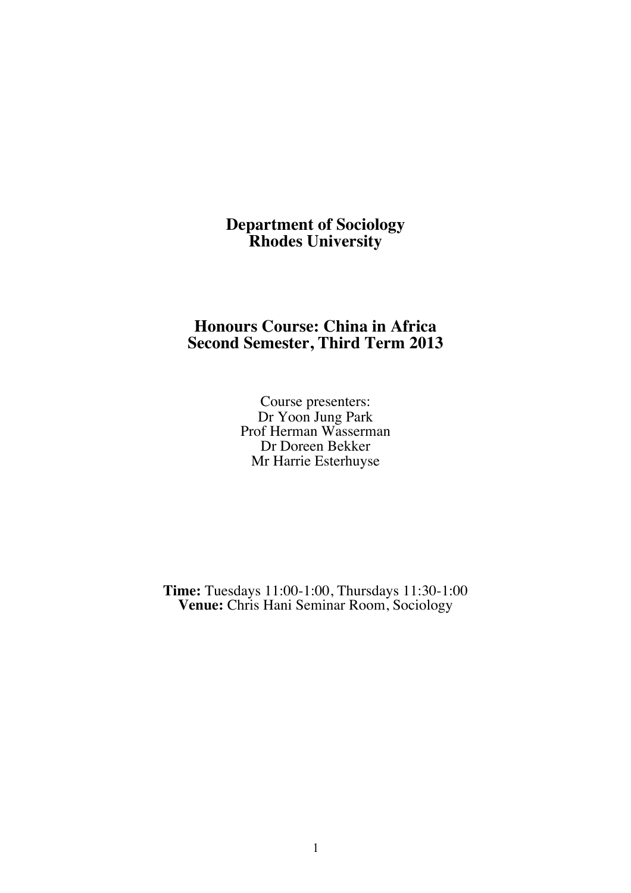# Department of Sociology
# Rhodes University

## Honours Course: China in Africa
## Second Semester, Third Term 2013

Course presenters:
Dr Yoon Jung Park
Prof Herman Wasserman
Dr Doreen Bekker
Mr Harrie Esterhuyse

**Time:** Tuesdays 11:00-1:00, Thursdays 11:30-1:00
**Venue:** Chris Hani Seminar Room, Sociology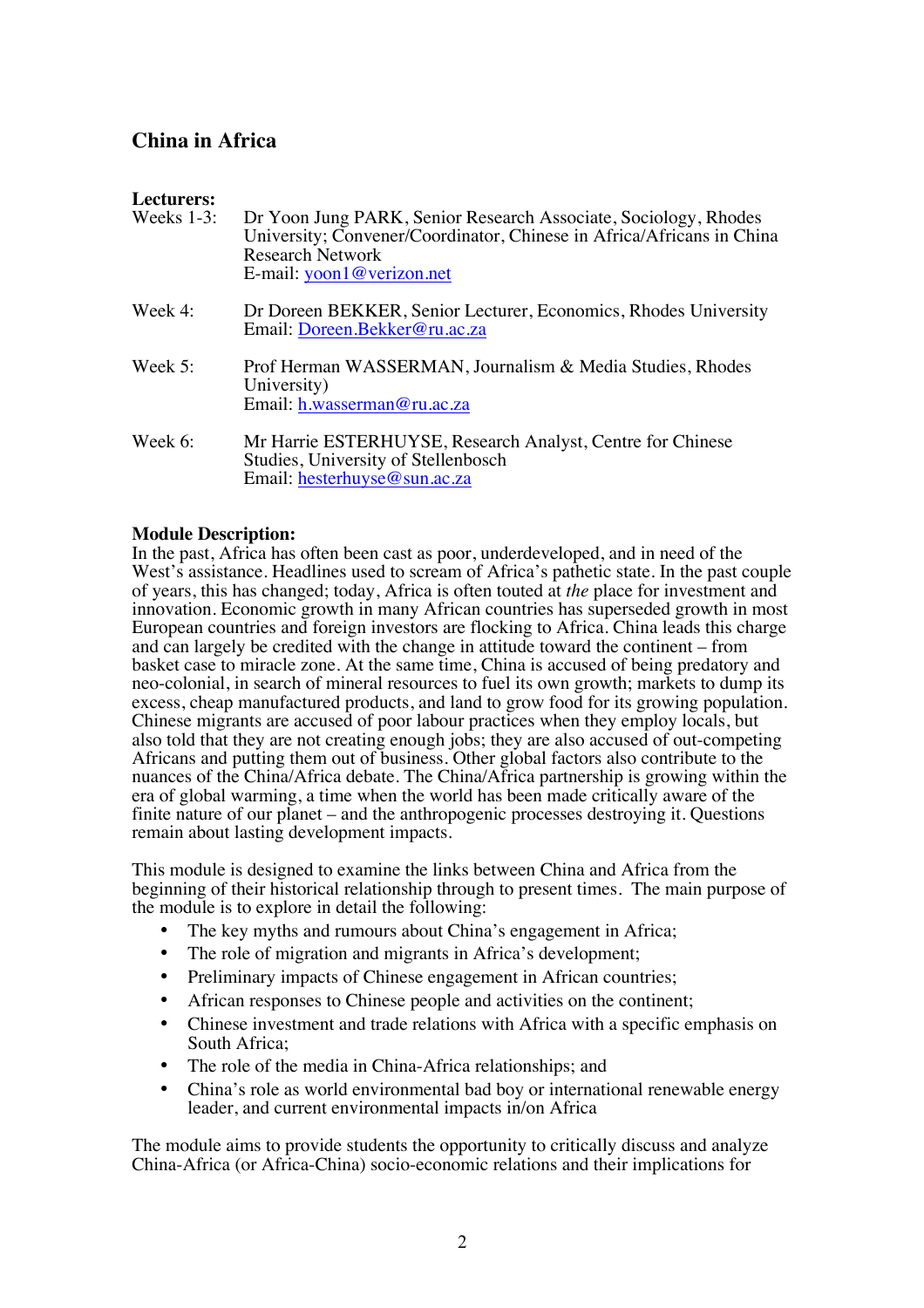## China in Africa

**Lecturers:**

Weeks 1-3: Dr Yoon Jung PARK, Senior Research Associate, Sociology, Rhodes University; Convener/Coordinator, Chinese in Africa/Africans in China Research Network
E-mail: yoon1@verizon.net

Week 4: Dr Doreen BEKKER, Senior Lecturer, Economics, Rhodes University
Email: Doreen.Bekker@ru.ac.za

Week 5: Prof Herman WASSERMAN, Journalism & Media Studies, Rhodes University)
Email: h.wasserman@ru.ac.za

Week 6: Mr Harrie ESTERHUYSE, Research Analyst, Centre for Chinese Studies, University of Stellenbosch
Email: hesterhuyse@sun.ac.za

**Module Description:**

In the past, Africa has often been cast as poor, underdeveloped, and in need of the West's assistance. Headlines used to scream of Africa's pathetic state. In the past couple of years, this has changed; today, Africa is often touted at *the* place for investment and innovation. Economic growth in many African countries has superseded growth in most European countries and foreign investors are flocking to Africa. China leads this charge and can largely be credited with the change in attitude toward the continent – from basket case to miracle zone. At the same time, China is accused of being predatory and neo-colonial, in search of mineral resources to fuel its own growth; markets to dump its excess, cheap manufactured products, and land to grow food for its growing population. Chinese migrants are accused of poor labour practices when they employ locals, but also told that they are not creating enough jobs; they are also accused of out-competing Africans and putting them out of business. Other global factors also contribute to the nuances of the China/Africa debate. The China/Africa partnership is growing within the era of global warming, a time when the world has been made critically aware of the finite nature of our planet – and the anthropogenic processes destroying it. Questions remain about lasting development impacts.

This module is designed to examine the links between China and Africa from the beginning of their historical relationship through to present times. The main purpose of the module is to explore in detail the following:

- The key myths and rumours about China's engagement in Africa;
- The role of migration and migrants in Africa's development;
- Preliminary impacts of Chinese engagement in African countries;
- African responses to Chinese people and activities on the continent;
- Chinese investment and trade relations with Africa with a specific emphasis on South Africa;
- The role of the media in China-Africa relationships; and
- China's role as world environmental bad boy or international renewable energy leader, and current environmental impacts in/on Africa

The module aims to provide students the opportunity to critically discuss and analyze China-Africa (or Africa-China) socio-economic relations and their implications for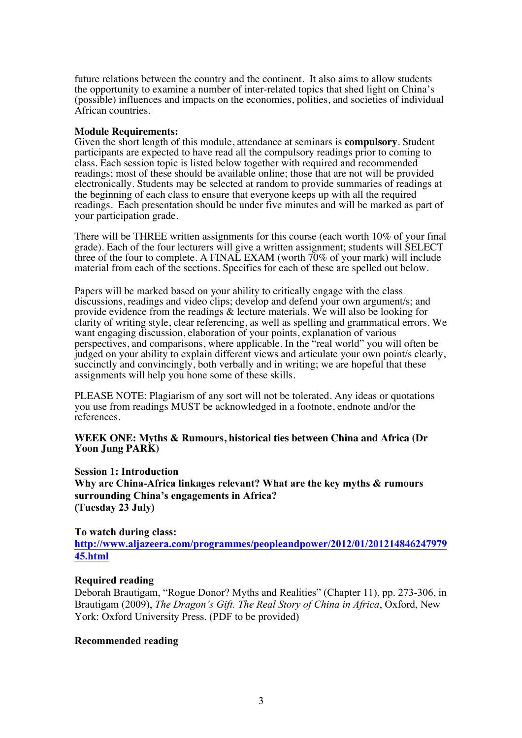future relations between the country and the continent. It also aims to allow students the opportunity to examine a number of inter-related topics that shed light on China's (possible) influences and impacts on the economies, polities, and societies of individual African countries.

**Module Requirements:**
Given the short length of this module, attendance at seminars is **compulsory**. Student participants are expected to have read all the compulsory readings prior to coming to class. Each session topic is listed below together with required and recommended readings; most of these should be available online; those that are not will be provided electronically. Students may be selected at random to provide summaries of readings at the beginning of each class to ensure that everyone keeps up with all the required readings. Each presentation should be under five minutes and will be marked as part of your participation grade.

There will be THREE written assignments for this course (each worth 10% of your final grade). Each of the four lecturers will give a written assignment; students will SELECT three of the four to complete. A FINAL EXAM (worth 70% of your mark) will include material from each of the sections. Specifics for each of these are spelled out below.

Papers will be marked based on your ability to critically engage with the class discussions, readings and video clips; develop and defend your own argument/s; and provide evidence from the readings & lecture materials. We will also be looking for clarity of writing style, clear referencing, as well as spelling and grammatical errors. We want engaging discussion, elaboration of your points, explanation of various perspectives, and comparisons, where applicable. In the "real world" you will often be judged on your ability to explain different views and articulate your own point/s clearly, succinctly and convincingly, both verbally and in writing; we are hopeful that these assignments will help you hone some of these skills.

PLEASE NOTE: Plagiarism of any sort will not be tolerated. Any ideas or quotations you use from readings MUST be acknowledged in a footnote, endnote and/or the references.

**WEEK ONE: Myths & Rumours, historical ties between China and Africa (Dr Yoon Jung PARK)**

**Session 1: Introduction**
**Why are China-Africa linkages relevant? What are the key myths & rumours surrounding China's engagements in Africa?**
**(Tuesday 23 July)**

**To watch during class:**
**http://www.aljazeera.com/programmes/peopleandpower/2012/01/20121484624797945.html**

**Required reading**
Deborah Brautigam, "Rogue Donor? Myths and Realities" (Chapter 11), pp. 273-306, in Brautigam (2009), *The Dragon's Gift. The Real Story of China in Africa*, Oxford, New York: Oxford University Press. (PDF to be provided)

**Recommended reading**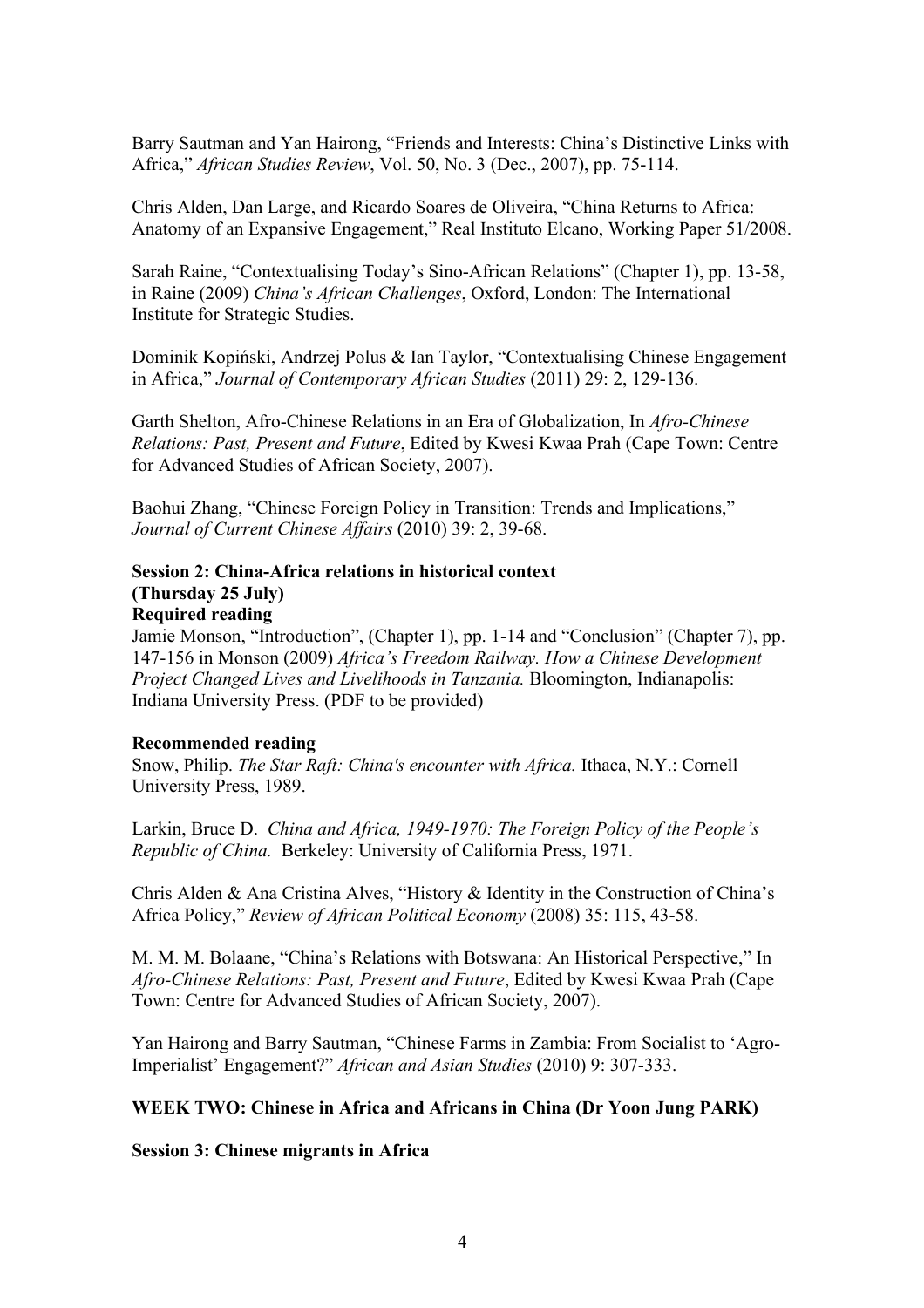Barry Sautman and Yan Hairong, "Friends and Interests: China's Distinctive Links with Africa," *African Studies Review*, Vol. 50, No. 3 (Dec., 2007), pp. 75-114.

Chris Alden, Dan Large, and Ricardo Soares de Oliveira, "China Returns to Africa: Anatomy of an Expansive Engagement," Real Instituto Elcano, Working Paper 51/2008.

Sarah Raine, "Contextualising Today's Sino-African Relations" (Chapter 1), pp. 13-58, in Raine (2009) *China's African Challenges*, Oxford, London: The International Institute for Strategic Studies.

Dominik Kopiński, Andrzej Polus & Ian Taylor, "Contextualising Chinese Engagement in Africa," *Journal of Contemporary African Studies* (2011) 29: 2, 129-136.

Garth Shelton, Afro-Chinese Relations in an Era of Globalization, In *Afro-Chinese Relations: Past, Present and Future*, Edited by Kwesi Kwaa Prah (Cape Town: Centre for Advanced Studies of African Society, 2007).

Baohui Zhang, "Chinese Foreign Policy in Transition: Trends and Implications," *Journal of Current Chinese Affairs* (2010) 39: 2, 39-68.

**Session 2: China-Africa relations in historical context**
**(Thursday 25 July)**
**Required reading**

Jamie Monson, "Introduction", (Chapter 1), pp. 1-14 and "Conclusion" (Chapter 7), pp. 147-156 in Monson (2009) *Africa's Freedom Railway. How a Chinese Development Project Changed Lives and Livelihoods in Tanzania.* Bloomington, Indianapolis: Indiana University Press. (PDF to be provided)

**Recommended reading**

Snow, Philip. *The Star Raft: China's encounter with Africa.* Ithaca, N.Y.: Cornell University Press, 1989.

Larkin, Bruce D. *China and Africa, 1949-1970: The Foreign Policy of the People's Republic of China.* Berkeley: University of California Press, 1971.

Chris Alden & Ana Cristina Alves, "History & Identity in the Construction of China's Africa Policy," *Review of African Political Economy* (2008) 35: 115, 43-58.

M. M. M. Bolaane, "China's Relations with Botswana: An Historical Perspective," In *Afro-Chinese Relations: Past, Present and Future*, Edited by Kwesi Kwaa Prah (Cape Town: Centre for Advanced Studies of African Society, 2007).

Yan Hairong and Barry Sautman, "Chinese Farms in Zambia: From Socialist to 'Agro-Imperialist' Engagement?" *African and Asian Studies* (2010) 9: 307-333.

**WEEK TWO: Chinese in Africa and Africans in China (Dr Yoon Jung PARK)**

**Session 3: Chinese migrants in Africa**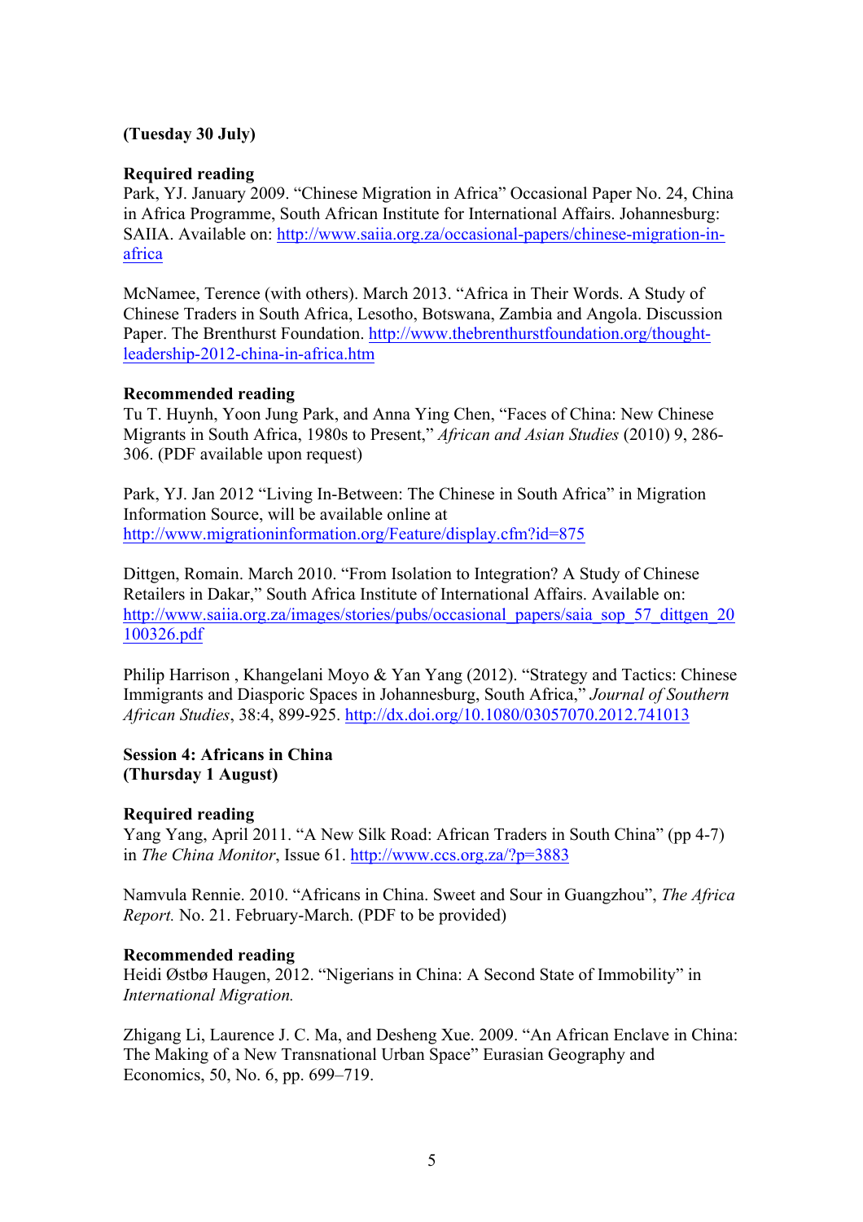**(Tuesday 30 July)**

**Required reading**

Park, YJ. January 2009. “Chinese Migration in Africa” Occasional Paper No. 24, China in Africa Programme, South African Institute for International Affairs. Johannesburg: SAIIA. Available on: http://www.saiia.org.za/occasional-papers/chinese-migration-in-africa

McNamee, Terence (with others). March 2013. “Africa in Their Words. A Study of Chinese Traders in South Africa, Lesotho, Botswana, Zambia and Angola. Discussion Paper. The Brenthurst Foundation. http://www.thebrenthurstfoundation.org/thought-leadership-2012-china-in-africa.htm

**Recommended reading**

Tu T. Huynh, Yoon Jung Park, and Anna Ying Chen, “Faces of China: New Chinese Migrants in South Africa, 1980s to Present,” *African and Asian Studies* (2010) 9, 286-306. (PDF available upon request)

Park, YJ. Jan 2012 “Living In-Between: The Chinese in South Africa” in Migration Information Source, will be available online at http://www.migrationinformation.org/Feature/display.cfm?id=875

Dittgen, Romain. March 2010. “From Isolation to Integration? A Study of Chinese Retailers in Dakar,” South Africa Institute of International Affairs. Available on: http://www.saiia.org.za/images/stories/pubs/occasional_papers/saia_sop_57_dittgen_20100326.pdf

Philip Harrison , Khangelani Moyo & Yan Yang (2012). “Strategy and Tactics: Chinese Immigrants and Diasporic Spaces in Johannesburg, South Africa,” *Journal of Southern African Studies*, 38:4, 899-925. http://dx.doi.org/10.1080/03057070.2012.741013

**Session 4: Africans in China**
**(Thursday 1 August)**

**Required reading**

Yang Yang, April 2011. “A New Silk Road: African Traders in South China” (pp 4-7) in *The China Monitor*, Issue 61. http://www.ccs.org.za/?p=3883

Namvula Rennie. 2010. “Africans in China. Sweet and Sour in Guangzhou”, *The Africa Report.* No. 21. February-March. (PDF to be provided)

**Recommended reading**

Heidi Østbø Haugen, 2012. “Nigerians in China: A Second State of Immobility” in *International Migration.*

Zhigang Li, Laurence J. C. Ma, and Desheng Xue. 2009. “An African Enclave in China: The Making of a New Transnational Urban Space” Eurasian Geography and Economics, 50, No. 6, pp. 699–719.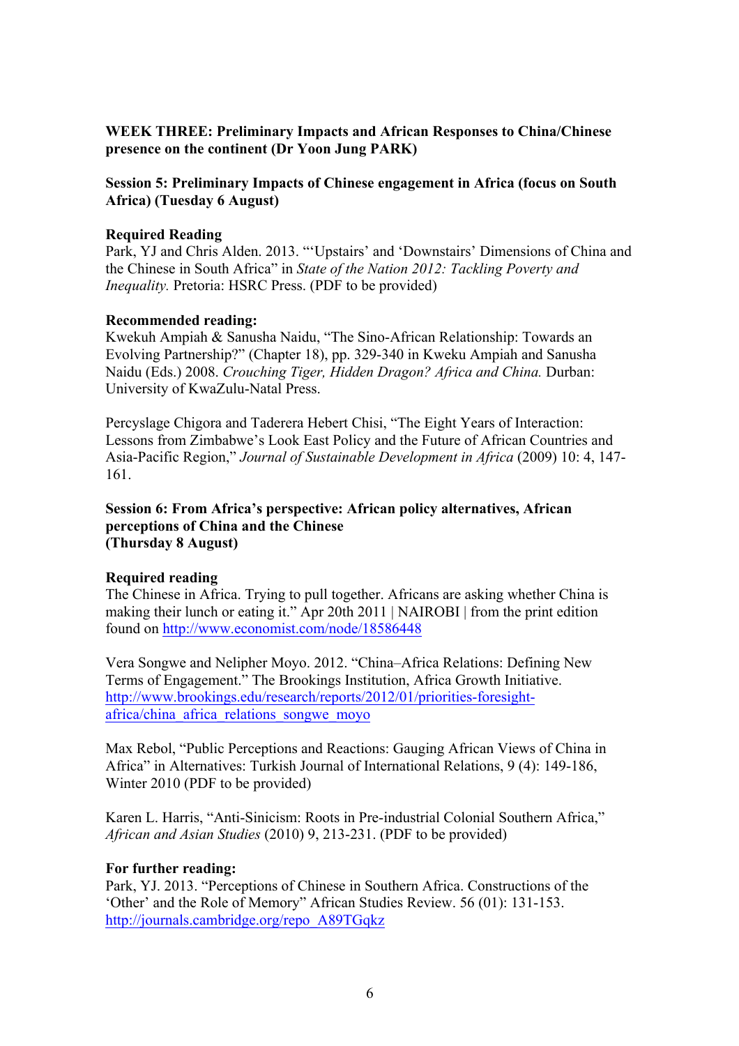**WEEK THREE: Preliminary Impacts and African Responses to China/Chinese presence on the continent (Dr Yoon Jung PARK)**

**Session 5: Preliminary Impacts of Chinese engagement in Africa (focus on South Africa) (Tuesday 6 August)**

**Required Reading**
Park, YJ and Chris Alden. 2013. "'Upstairs' and 'Downstairs' Dimensions of China and the Chinese in South Africa" in *State of the Nation 2012: Tackling Poverty and Inequality.* Pretoria: HSRC Press. (PDF to be provided)

**Recommended reading:**
Kwekuh Ampiah & Sanusha Naidu, "The Sino-African Relationship: Towards an Evolving Partnership?" (Chapter 18), pp. 329-340 in Kweku Ampiah and Sanusha Naidu (Eds.) 2008. *Crouching Tiger, Hidden Dragon? Africa and China.* Durban: University of KwaZulu-Natal Press.

Percyslage Chigora and Taderera Hebert Chisi, "The Eight Years of Interaction: Lessons from Zimbabwe's Look East Policy and the Future of African Countries and Asia-Pacific Region," *Journal of Sustainable Development in Africa* (2009) 10: 4, 147-161.

**Session 6: From Africa's perspective: African policy alternatives, African perceptions of China and the Chinese (Thursday 8 August)**

**Required reading**
The Chinese in Africa. Trying to pull together. Africans are asking whether China is making their lunch or eating it." Apr 20th 2011 | NAIROBI | from the print edition found on http://www.economist.com/node/18586448

Vera Songwe and Nelipher Moyo. 2012. "China–Africa Relations: Defining New Terms of Engagement." The Brookings Institution, Africa Growth Initiative. http://www.brookings.edu/research/reports/2012/01/priorities-foresight-africa/china_africa_relations_songwe_moyo

Max Rebol, "Public Perceptions and Reactions: Gauging African Views of China in Africa" in Alternatives: Turkish Journal of International Relations, 9 (4): 149-186, Winter 2010 (PDF to be provided)

Karen L. Harris, "Anti-Sinicism: Roots in Pre-industrial Colonial Southern Africa," *African and Asian Studies* (2010) 9, 213-231. (PDF to be provided)

**For further reading:**
Park, YJ. 2013. "Perceptions of Chinese in Southern Africa. Constructions of the 'Other' and the Role of Memory" African Studies Review. 56 (01): 131-153. http://journals.cambridge.org/repo_A89TGqkz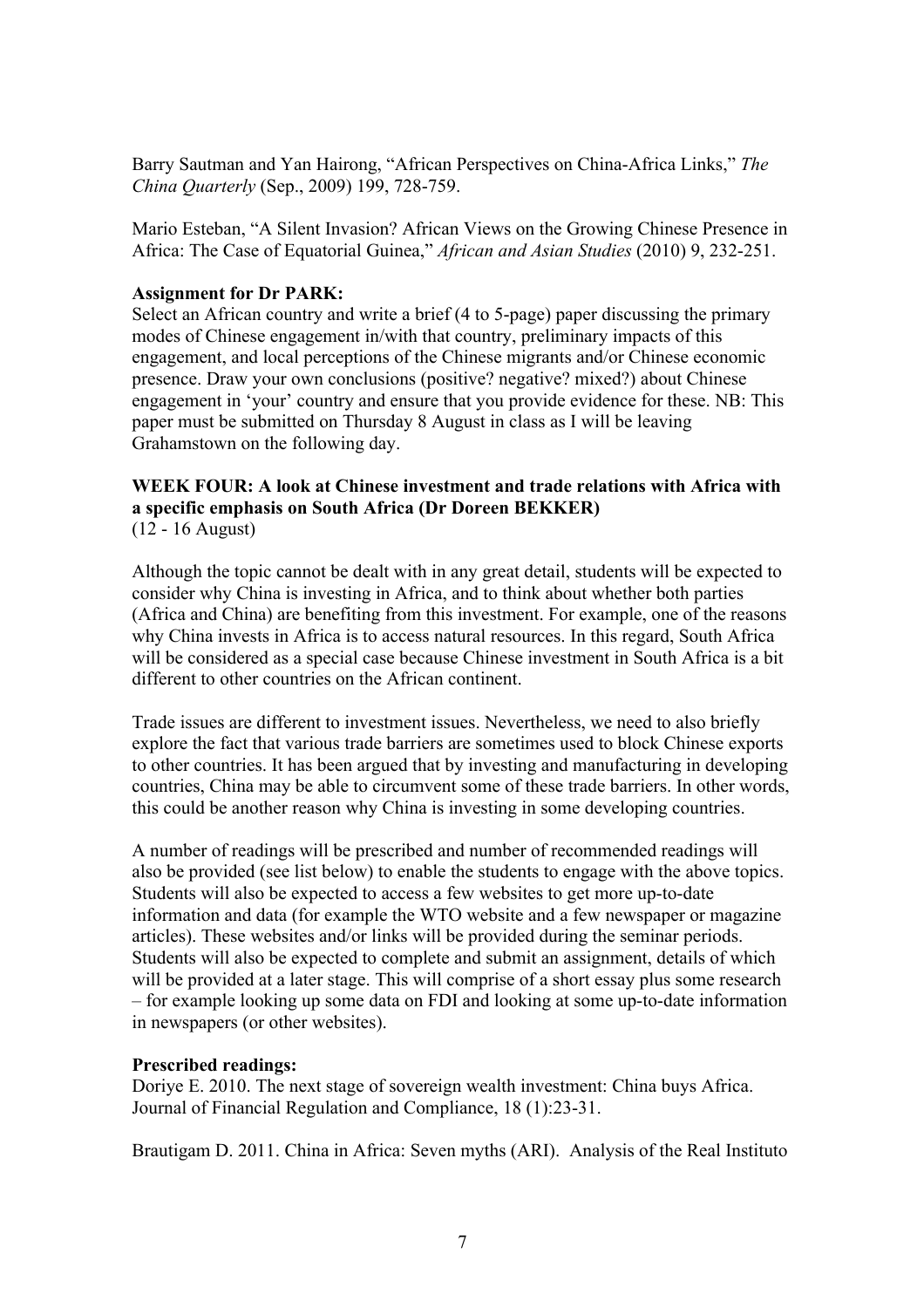Barry Sautman and Yan Hairong, "African Perspectives on China-Africa Links," *The China Quarterly* (Sep., 2009) 199, 728-759.

Mario Esteban, "A Silent Invasion? African Views on the Growing Chinese Presence in Africa: The Case of Equatorial Guinea," *African and Asian Studies* (2010) 9, 232-251.

**Assignment for Dr PARK:**
Select an African country and write a brief (4 to 5-page) paper discussing the primary modes of Chinese engagement in/with that country, preliminary impacts of this engagement, and local perceptions of the Chinese migrants and/or Chinese economic presence. Draw your own conclusions (positive? negative? mixed?) about Chinese engagement in 'your' country and ensure that you provide evidence for these. NB: This paper must be submitted on Thursday 8 August in class as I will be leaving Grahamstown on the following day.

**WEEK FOUR: A look at Chinese investment and trade relations with Africa with a specific emphasis on South Africa (Dr Doreen BEKKER)**
(12 - 16 August)

Although the topic cannot be dealt with in any great detail, students will be expected to consider why China is investing in Africa, and to think about whether both parties (Africa and China) are benefiting from this investment. For example, one of the reasons why China invests in Africa is to access natural resources. In this regard, South Africa will be considered as a special case because Chinese investment in South Africa is a bit different to other countries on the African continent.

Trade issues are different to investment issues. Nevertheless, we need to also briefly explore the fact that various trade barriers are sometimes used to block Chinese exports to other countries. It has been argued that by investing and manufacturing in developing countries, China may be able to circumvent some of these trade barriers. In other words, this could be another reason why China is investing in some developing countries.

A number of readings will be prescribed and number of recommended readings will also be provided (see list below) to enable the students to engage with the above topics. Students will also be expected to access a few websites to get more up-to-date information and data (for example the WTO website and a few newspaper or magazine articles). These websites and/or links will be provided during the seminar periods. Students will also be expected to complete and submit an assignment, details of which will be provided at a later stage. This will comprise of a short essay plus some research – for example looking up some data on FDI and looking at some up-to-date information in newspapers (or other websites).

**Prescribed readings:**
Doriye E. 2010. The next stage of sovereign wealth investment: China buys Africa. Journal of Financial Regulation and Compliance, 18 (1):23-31.

Brautigam D. 2011. China in Africa: Seven myths (ARI). Analysis of the Real Instituto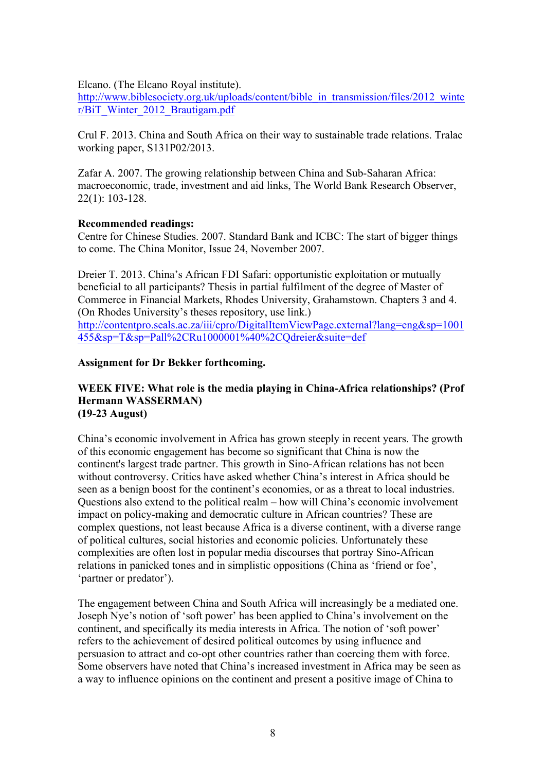Elcano. (The Elcano Royal institute).
http://www.biblesociety.org.uk/uploads/content/bible_in_transmission/files/2012_winter/BiT_Winter_2012_Brautigam.pdf

Crul F. 2013. China and South Africa on their way to sustainable trade relations. Tralac working paper, S131P02/2013.

Zafar A. 2007. The growing relationship between China and Sub-Saharan Africa: macroeconomic, trade, investment and aid links, The World Bank Research Observer, 22(1): 103-128.

**Recommended readings:**
Centre for Chinese Studies. 2007. Standard Bank and ICBC: The start of bigger things to come. The China Monitor, Issue 24, November 2007.

Dreier T. 2013. China's African FDI Safari: opportunistic exploitation or mutually beneficial to all participants? Thesis in partial fulfilment of the degree of Master of Commerce in Financial Markets, Rhodes University, Grahamstown. Chapters 3 and 4. (On Rhodes University's theses repository, use link.)
http://contentpro.seals.ac.za/iii/cpro/DigitalItemViewPage.external?lang=eng&sp=1001455&sp=T&sp=Pall%2CRu1000001%40%2CQdreier&suite=def

**Assignment for Dr Bekker forthcoming.**

**WEEK FIVE: What role is the media playing in China-Africa relationships? (Prof Hermann WASSERMAN)**
**(19-23 August)**

China's economic involvement in Africa has grown steeply in recent years. The growth of this economic engagement has become so significant that China is now the continent's largest trade partner. This growth in Sino-African relations has not been without controversy. Critics have asked whether China's interest in Africa should be seen as a benign boost for the continent's economies, or as a threat to local industries. Questions also extend to the political realm – how will China's economic involvement impact on policy-making and democratic culture in African countries? These are complex questions, not least because Africa is a diverse continent, with a diverse range of political cultures, social histories and economic policies. Unfortunately these complexities are often lost in popular media discourses that portray Sino-African relations in panicked tones and in simplistic oppositions (China as 'friend or foe', 'partner or predator').

The engagement between China and South Africa will increasingly be a mediated one. Joseph Nye's notion of 'soft power' has been applied to China's involvement on the continent, and specifically its media interests in Africa. The notion of 'soft power' refers to the achievement of desired political outcomes by using influence and persuasion to attract and co-opt other countries rather than coercing them with force. Some observers have noted that China's increased investment in Africa may be seen as a way to influence opinions on the continent and present a positive image of China to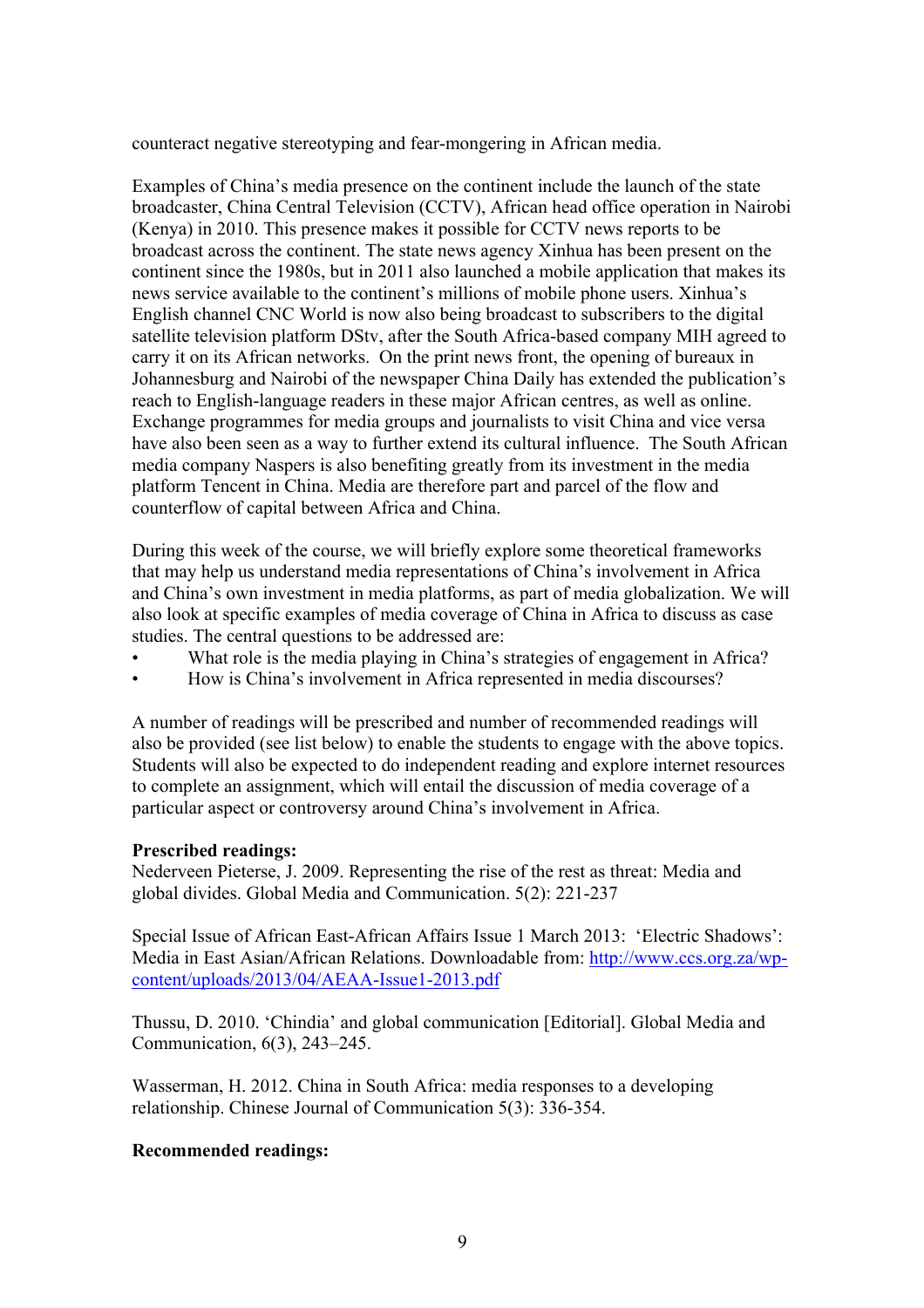counteract negative stereotyping and fear-mongering in African media.

Examples of China's media presence on the continent include the launch of the state broadcaster, China Central Television (CCTV), African head office operation in Nairobi (Kenya) in 2010. This presence makes it possible for CCTV news reports to be broadcast across the continent. The state news agency Xinhua has been present on the continent since the 1980s, but in 2011 also launched a mobile application that makes its news service available to the continent's millions of mobile phone users. Xinhua's English channel CNC World is now also being broadcast to subscribers to the digital satellite television platform DStv, after the South Africa-based company MIH agreed to carry it on its African networks. On the print news front, the opening of bureaux in Johannesburg and Nairobi of the newspaper China Daily has extended the publication's reach to English-language readers in these major African centres, as well as online. Exchange programmes for media groups and journalists to visit China and vice versa have also been seen as a way to further extend its cultural influence. The South African media company Naspers is also benefiting greatly from its investment in the media platform Tencent in China. Media are therefore part and parcel of the flow and counterflow of capital between Africa and China.

During this week of the course, we will briefly explore some theoretical frameworks that may help us understand media representations of China's involvement in Africa and China's own investment in media platforms, as part of media globalization. We will also look at specific examples of media coverage of China in Africa to discuss as case studies. The central questions to be addressed are:

- What role is the media playing in China's strategies of engagement in Africa?
- How is China's involvement in Africa represented in media discourses?

A number of readings will be prescribed and number of recommended readings will also be provided (see list below) to enable the students to engage with the above topics. Students will also be expected to do independent reading and explore internet resources to complete an assignment, which will entail the discussion of media coverage of a particular aspect or controversy around China's involvement in Africa.

**Prescribed readings:**

Nederveen Pieterse, J. 2009. Representing the rise of the rest as threat: Media and global divides. Global Media and Communication. 5(2): 221-237

Special Issue of African East-African Affairs Issue 1 March 2013: 'Electric Shadows': Media in East Asian/African Relations. Downloadable from: [http://www.ccs.org.za/wp-content/uploads/2013/04/AEAA-Issue1-2013.pdf](http://www.ccs.org.za/wp-content/uploads/2013/04/AEAA-Issue1-2013.pdf)

Thussu, D. 2010. 'Chindia' and global communication [Editorial]. Global Media and Communication, 6(3), 243–245.

Wasserman, H. 2012. China in South Africa: media responses to a developing relationship. Chinese Journal of Communication 5(3): 336-354.

**Recommended readings:**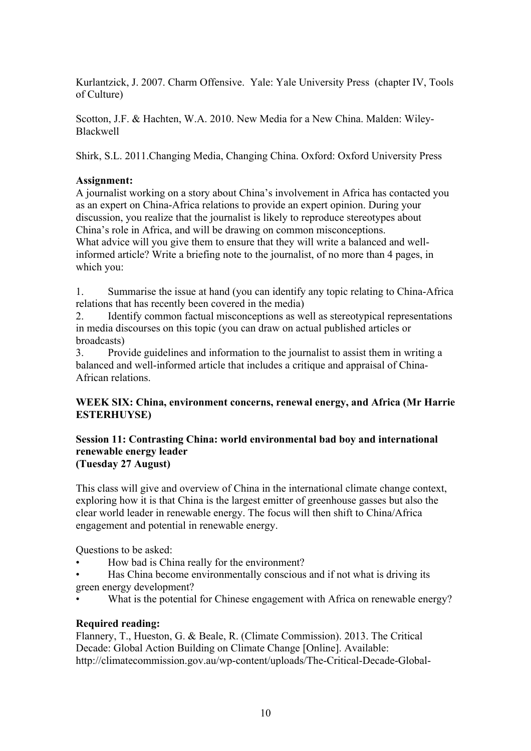Kurlantzick, J. 2007. Charm Offensive. Yale: Yale University Press (chapter IV, Tools of Culture)

Scotton, J.F. & Hachten, W.A. 2010. New Media for a New China. Malden: Wiley-Blackwell

Shirk, S.L. 2011.Changing Media, Changing China. Oxford: Oxford University Press

**Assignment:**
A journalist working on a story about China's involvement in Africa has contacted you as an expert on China-Africa relations to provide an expert opinion. During your discussion, you realize that the journalist is likely to reproduce stereotypes about China's role in Africa, and will be drawing on common misconceptions.
What advice will you give them to ensure that they will write a balanced and well-informed article? Write a briefing note to the journalist, of no more than 4 pages, in which you:

1. Summarise the issue at hand (you can identify any topic relating to China-Africa relations that has recently been covered in the media)
2. Identify common factual misconceptions as well as stereotypical representations in media discourses on this topic (you can draw on actual published articles or broadcasts)
3. Provide guidelines and information to the journalist to assist them in writing a balanced and well-informed article that includes a critique and appraisal of China-African relations.

## WEEK SIX: China, environment concerns, renewal energy, and Africa (Mr Harrie ESTERHUYSE)

### Session 11: Contrasting China: world environmental bad boy and international renewable energy leader (Tuesday 27 August)

This class will give and overview of China in the international climate change context, exploring how it is that China is the largest emitter of greenhouse gasses but also the clear world leader in renewable energy. The focus will then shift to China/Africa engagement and potential in renewable energy.

Questions to be asked:

- How bad is China really for the environment?
- Has China become environmentally conscious and if not what is driving its green energy development?
- What is the potential for Chinese engagement with Africa on renewable energy?

**Required reading:**
Flannery, T., Hueston, G. & Beale, R. (Climate Commission). 2013. The Critical Decade: Global Action Building on Climate Change [Online]. Available: http://climatecommission.gov.au/wp-content/uploads/The-Critical-Decade-Global-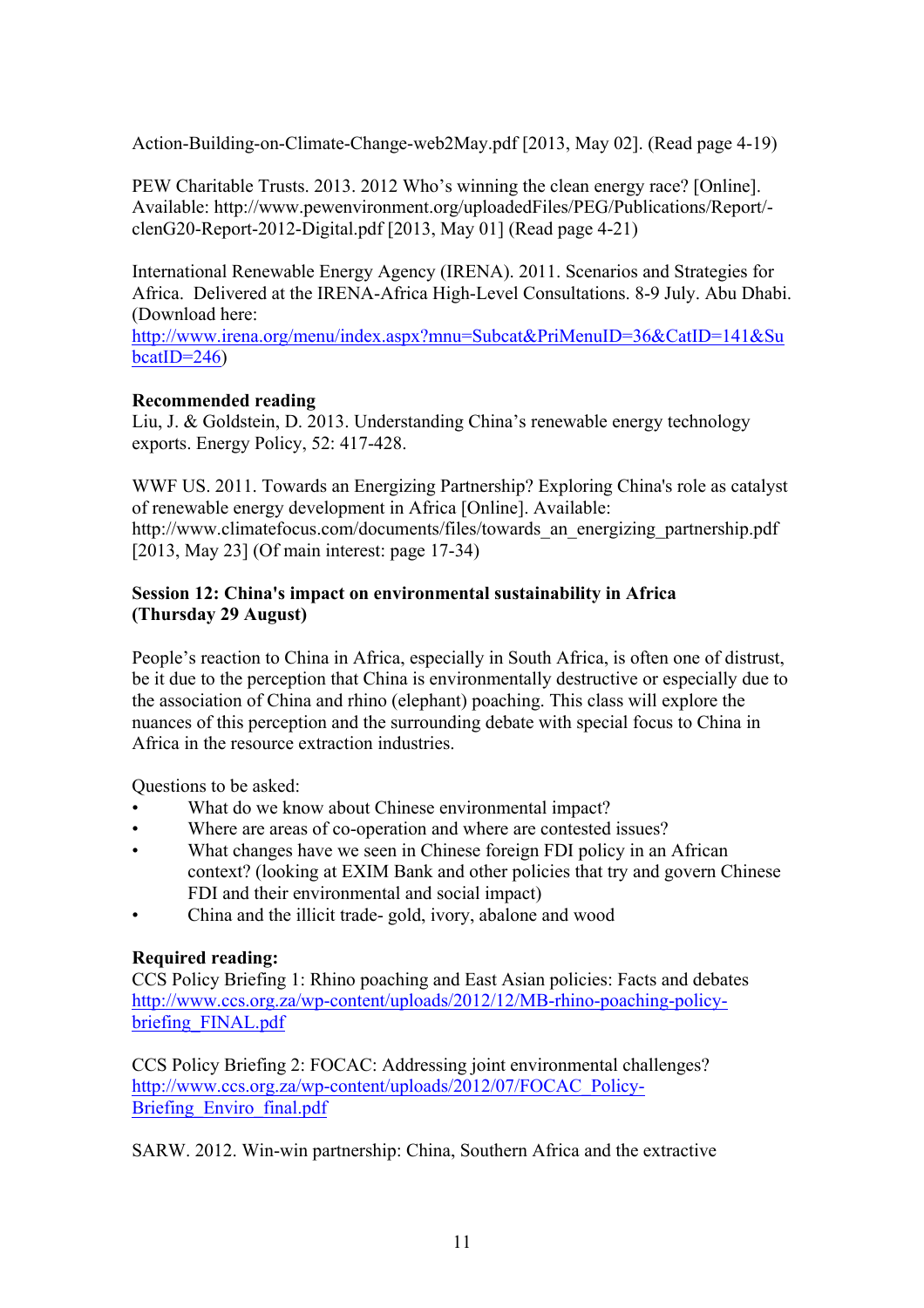Action-Building-on-Climate-Change-web2May.pdf [2013, May 02]. (Read page 4-19)

PEW Charitable Trusts. 2013. 2012 Who's winning the clean energy race? [Online]. Available: http://www.pewenvironment.org/uploadedFiles/PEG/Publications/Report/-clenG20-Report-2012-Digital.pdf [2013, May 01] (Read page 4-21)

International Renewable Energy Agency (IRENA). 2011. Scenarios and Strategies for Africa. Delivered at the IRENA-Africa High-Level Consultations. 8-9 July. Abu Dhabi. (Download here: http://www.irena.org/menu/index.aspx?mnu=Subcat&PriMenuID=36&CatID=141&SubcatID=246)

**Recommended reading**
Liu, J. & Goldstein, D. 2013. Understanding China's renewable energy technology exports. Energy Policy, 52: 417-428.

WWF US. 2011. Towards an Energizing Partnership? Exploring China's role as catalyst of renewable energy development in Africa [Online]. Available: http://www.climatefocus.com/documents/files/towards_an_energizing_partnership.pdf [2013, May 23] (Of main interest: page 17-34)

**Session 12: China's impact on environmental sustainability in Africa (Thursday 29 August)**

People's reaction to China in Africa, especially in South Africa, is often one of distrust, be it due to the perception that China is environmentally destructive or especially due to the association of China and rhino (elephant) poaching. This class will explore the nuances of this perception and the surrounding debate with special focus to China in Africa in the resource extraction industries.

Questions to be asked:

- What do we know about Chinese environmental impact?
- Where are areas of co-operation and where are contested issues?
- What changes have we seen in Chinese foreign FDI policy in an African context? (looking at EXIM Bank and other policies that try and govern Chinese FDI and their environmental and social impact)
- China and the illicit trade- gold, ivory, abalone and wood

**Required reading:**
CCS Policy Briefing 1: Rhino poaching and East Asian policies: Facts and debates http://www.ccs.org.za/wp-content/uploads/2012/12/MB-rhino-poaching-policy-briefing_FINAL.pdf

CCS Policy Briefing 2: FOCAC: Addressing joint environmental challenges? http://www.ccs.org.za/wp-content/uploads/2012/07/FOCAC_Policy-Briefing_Enviro_final.pdf

SARW. 2012. Win-win partnership: China, Southern Africa and the extractive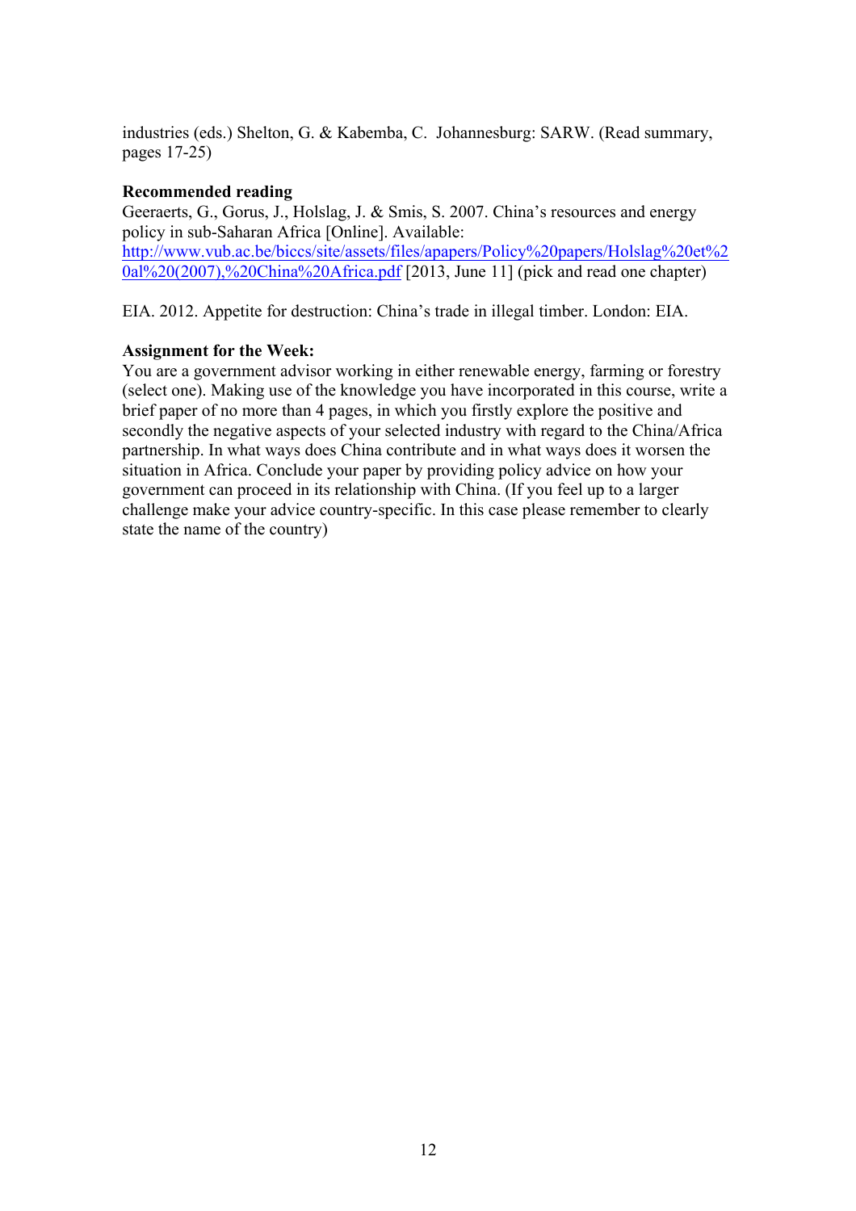industries (eds.) Shelton, G. & Kabemba, C. Johannesburg: SARW. (Read summary, pages 17-25)

**Recommended reading**

Geeraerts, G., Gorus, J., Holslag, J. & Smis, S. 2007. China's resources and energy policy in sub-Saharan Africa [Online]. Available: http://www.vub.ac.be/biccs/site/assets/files/apapers/Policy%20papers/Holslag%20et%20al%20(2007),%20China%20Africa.pdf [2013, June 11] (pick and read one chapter)

EIA. 2012. Appetite for destruction: China's trade in illegal timber. London: EIA.

**Assignment for the Week:**

You are a government advisor working in either renewable energy, farming or forestry (select one). Making use of the knowledge you have incorporated in this course, write a brief paper of no more than 4 pages, in which you firstly explore the positive and secondly the negative aspects of your selected industry with regard to the China/Africa partnership. In what ways does China contribute and in what ways does it worsen the situation in Africa. Conclude your paper by providing policy advice on how your government can proceed in its relationship with China. (If you feel up to a larger challenge make your advice country-specific. In this case please remember to clearly state the name of the country)